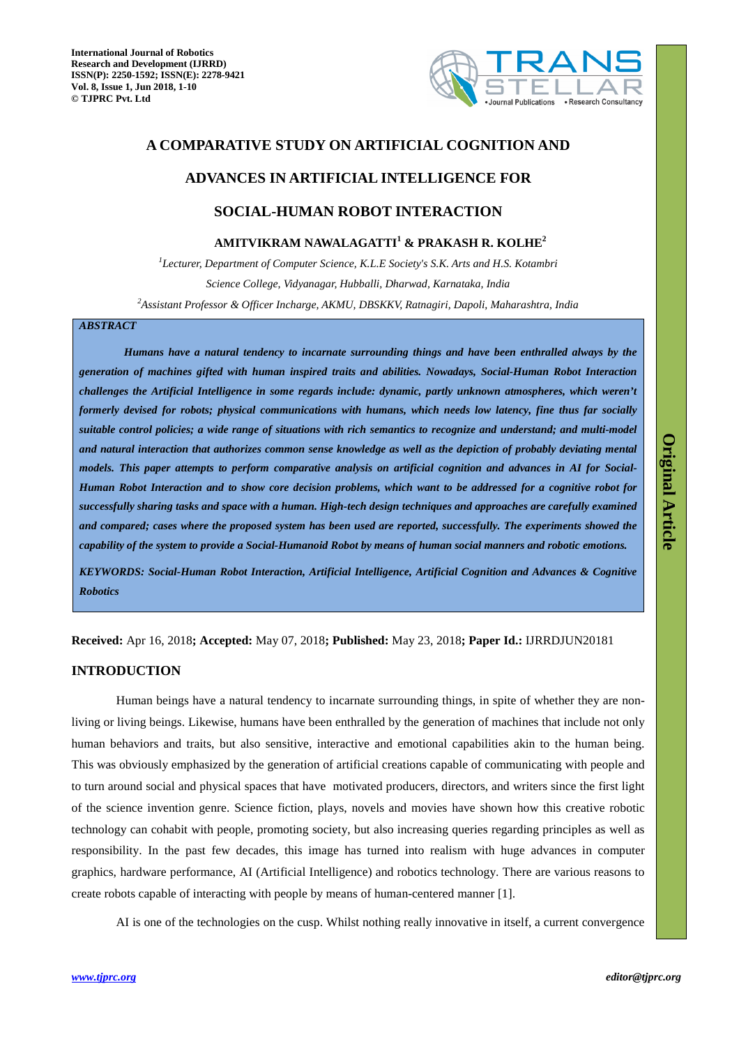# A COMPARATIVE STUDY ON ARTIFICIAL COGNITION AND ADVANCES IN ARTIFICIAL INTELLIGENCE FOR SOCIAL-HUMAN ROBOT INTERACTION

**AMITVIKRAM NAWALAGATTI[1] & PRAKASH R. KOLHE[2]**

[1]*Lecturer, Department of Computer Science, K.L.E Society's S.K. Arts and H.S. Kotambri Science College, Vidyanagar, Hubballi, Dharwad, Karnataka, India*

[2]*Assistant Professor & Officer Incharge, AKMU, DBSKKV, Ratnagiri, Dapoli, Maharashtra, India*

## ABSTRACT

***Humans have a natural tendency to incarnate surrounding things and have been enthralled always by the generation of machines gifted with human inspired traits and abilities. Nowadays, Social-Human Robot Interaction challenges the Artificial Intelligence in some regards include: dynamic, partly unknown atmospheres, which weren't formerly devised for robots; physical communications with humans, which needs low latency, fine thus far socially suitable control policies; a wide range of situations with rich semantics to recognize and understand; and multi-model and natural interaction that authorizes common sense knowledge as well as the depiction of probably deviating mental models. This paper attempts to perform comparative analysis on artificial cognition and advances in AI for Social-Human Robot Interaction and to show core decision problems, which want to be addressed for a cognitive robot for successfully sharing tasks and space with a human. High-tech design techniques and approaches are carefully examined and compared; cases where the proposed system has been used are reported, successfully. The experiments showed the capability of the system to provide a Social-Humanoid Robot by means of human social manners and robotic emotions.***

***KEYWORDS: Social-Human Robot Interaction, Artificial Intelligence, Artificial Cognition and Advances & Cognitive Robotics***

**Received:** Apr 16, 2018**; Accepted:** May 07, 2018**; Published:** May 23, 2018**; Paper Id.:** IJRRDJUN20181

## INTRODUCTION

Human beings have a natural tendency to incarnate surrounding things, in spite of whether they are non-living or living beings. Likewise, humans have been enthralled by the generation of machines that include not only human behaviors and traits, but also sensitive, interactive and emotional capabilities akin to the human being. This was obviously emphasized by the generation of artificial creations capable of communicating with people and to turn around social and physical spaces that have motivated producers, directors, and writers since the first light of the science invention genre. Science fiction, plays, novels and movies have shown how this creative robotic technology can cohabit with people, promoting society, but also increasing queries regarding principles as well as responsibility. In the past few decades, this image has turned into realism with huge advances in computer graphics, hardware performance, AI (Artificial Intelligence) and robotics technology. There are various reasons to create robots capable of interacting with people by means of human-centered manner [1].

AI is one of the technologies on the cusp. Whilst nothing really innovative in itself, a current convergence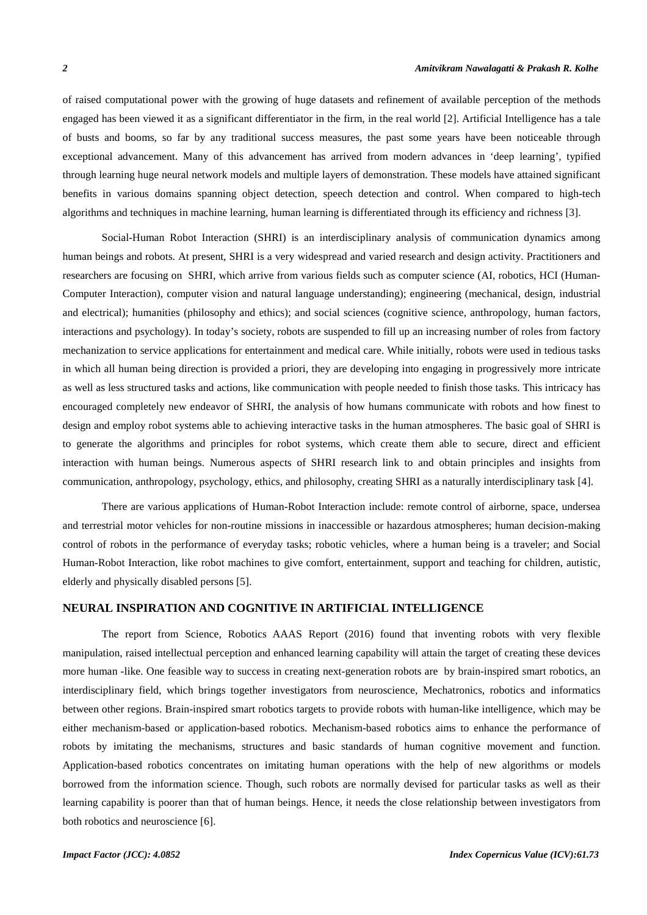of raised computational power with the growing of huge datasets and refinement of available perception of the methods engaged has been viewed it as a significant differentiator in the firm, in the real world [2]. Artificial Intelligence has a tale of busts and booms, so far by any traditional success measures, the past some years have been noticeable through exceptional advancement. Many of this advancement has arrived from modern advances in 'deep learning', typified through learning huge neural network models and multiple layers of demonstration. These models have attained significant benefits in various domains spanning object detection, speech detection and control. When compared to high-tech algorithms and techniques in machine learning, human learning is differentiated through its efficiency and richness [3].

Social-Human Robot Interaction (SHRI) is an interdisciplinary analysis of communication dynamics among human beings and robots. At present, SHRI is a very widespread and varied research and design activity. Practitioners and researchers are focusing on SHRI, which arrive from various fields such as computer science (AI, robotics, HCI (Human-Computer Interaction), computer vision and natural language understanding); engineering (mechanical, design, industrial and electrical); humanities (philosophy and ethics); and social sciences (cognitive science, anthropology, human factors, interactions and psychology). In today's society, robots are suspended to fill up an increasing number of roles from factory mechanization to service applications for entertainment and medical care. While initially, robots were used in tedious tasks in which all human being direction is provided a priori, they are developing into engaging in progressively more intricate as well as less structured tasks and actions, like communication with people needed to finish those tasks. This intricacy has encouraged completely new endeavor of SHRI, the analysis of how humans communicate with robots and how finest to design and employ robot systems able to achieving interactive tasks in the human atmospheres. The basic goal of SHRI is to generate the algorithms and principles for robot systems, which create them able to secure, direct and efficient interaction with human beings. Numerous aspects of SHRI research link to and obtain principles and insights from communication, anthropology, psychology, ethics, and philosophy, creating SHRI as a naturally interdisciplinary task [4].

There are various applications of Human-Robot Interaction include: remote control of airborne, space, undersea and terrestrial motor vehicles for non-routine missions in inaccessible or hazardous atmospheres; human decision-making control of robots in the performance of everyday tasks; robotic vehicles, where a human being is a traveler; and Social Human-Robot Interaction, like robot machines to give comfort, entertainment, support and teaching for children, autistic, elderly and physically disabled persons [5].

## NEURAL INSPIRATION AND COGNITIVE IN ARTIFICIAL INTELLIGENCE

The report from Science, Robotics AAAS Report (2016) found that inventing robots with very flexible manipulation, raised intellectual perception and enhanced learning capability will attain the target of creating these devices more human -like. One feasible way to success in creating next-generation robots are by brain-inspired smart robotics, an interdisciplinary field, which brings together investigators from neuroscience, Mechatronics, robotics and informatics between other regions. Brain-inspired smart robotics targets to provide robots with human-like intelligence, which may be either mechanism-based or application-based robotics. Mechanism-based robotics aims to enhance the performance of robots by imitating the mechanisms, structures and basic standards of human cognitive movement and function. Application-based robotics concentrates on imitating human operations with the help of new algorithms or models borrowed from the information science. Though, such robots are normally devised for particular tasks as well as their learning capability is poorer than that of human beings. Hence, it needs the close relationship between investigators from both robotics and neuroscience [6].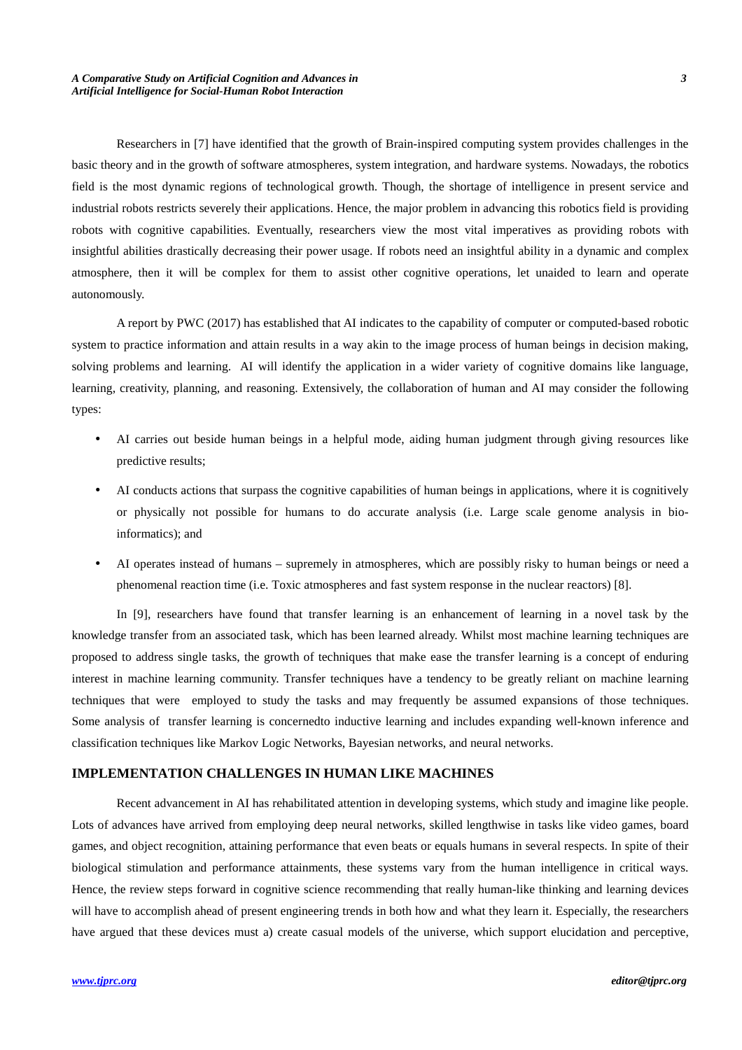Researchers in [7] have identified that the growth of Brain-inspired computing system provides challenges in the basic theory and in the growth of software atmospheres, system integration, and hardware systems. Nowadays, the robotics field is the most dynamic regions of technological growth. Though, the shortage of intelligence in present service and industrial robots restricts severely their applications. Hence, the major problem in advancing this robotics field is providing robots with cognitive capabilities. Eventually, researchers view the most vital imperatives as providing robots with insightful abilities drastically decreasing their power usage. If robots need an insightful ability in a dynamic and complex atmosphere, then it will be complex for them to assist other cognitive operations, let unaided to learn and operate autonomously.

A report by PWC (2017) has established that AI indicates to the capability of computer or computed-based robotic system to practice information and attain results in a way akin to the image process of human beings in decision making, solving problems and learning. AI will identify the application in a wider variety of cognitive domains like language, learning, creativity, planning, and reasoning. Extensively, the collaboration of human and AI may consider the following types:

- AI carries out beside human beings in a helpful mode, aiding human judgment through giving resources like predictive results;
- AI conducts actions that surpass the cognitive capabilities of human beings in applications, where it is cognitively or physically not possible for humans to do accurate analysis (i.e. Large scale genome analysis in bio-informatics); and
- AI operates instead of humans – supremely in atmospheres, which are possibly risky to human beings or need a phenomenal reaction time (i.e. Toxic atmospheres and fast system response in the nuclear reactors) [8].

In [9], researchers have found that transfer learning is an enhancement of learning in a novel task by the knowledge transfer from an associated task, which has been learned already. Whilst most machine learning techniques are proposed to address single tasks, the growth of techniques that make ease the transfer learning is a concept of enduring interest in machine learning community. Transfer techniques have a tendency to be greatly reliant on machine learning techniques that were employed to study the tasks and may frequently be assumed expansions of those techniques. Some analysis of transfer learning is concernedto inductive learning and includes expanding well-known inference and classification techniques like Markov Logic Networks, Bayesian networks, and neural networks.

## IMPLEMENTATION CHALLENGES IN HUMAN LIKE MACHINES

Recent advancement in AI has rehabilitated attention in developing systems, which study and imagine like people. Lots of advances have arrived from employing deep neural networks, skilled lengthwise in tasks like video games, board games, and object recognition, attaining performance that even beats or equals humans in several respects. In spite of their biological stimulation and performance attainments, these systems vary from the human intelligence in critical ways. Hence, the review steps forward in cognitive science recommending that really human-like thinking and learning devices will have to accomplish ahead of present engineering trends in both how and what they learn it. Especially, the researchers have argued that these devices must a) create casual models of the universe, which support elucidation and perceptive,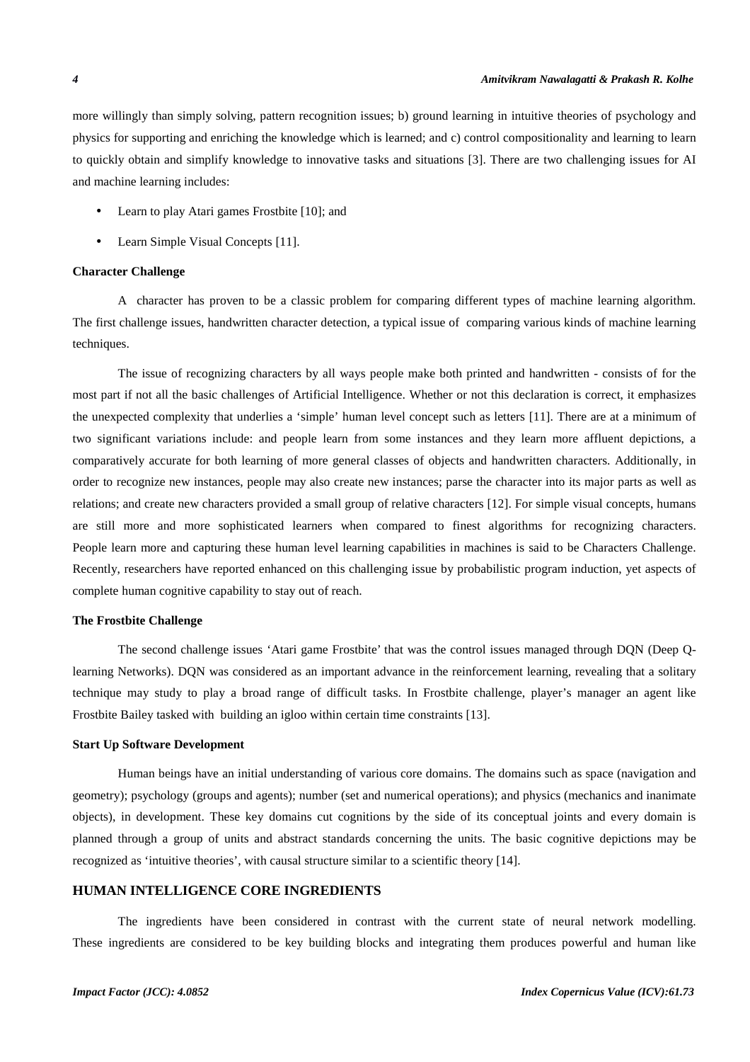more willingly than simply solving, pattern recognition issues; b) ground learning in intuitive theories of psychology and physics for supporting and enriching the knowledge which is learned; and c) control compositionality and learning to learn to quickly obtain and simplify knowledge to innovative tasks and situations [3]. There are two challenging issues for AI and machine learning includes:

- Learn to play Atari games Frostbite [10]; and
- Learn Simple Visual Concepts [11].

**Character Challenge**

A character has proven to be a classic problem for comparing different types of machine learning algorithm. The first challenge issues, handwritten character detection, a typical issue of comparing various kinds of machine learning techniques.

The issue of recognizing characters by all ways people make both printed and handwritten - consists of for the most part if not all the basic challenges of Artificial Intelligence. Whether or not this declaration is correct, it emphasizes the unexpected complexity that underlies a 'simple' human level concept such as letters [11]. There are at a minimum of two significant variations include: and people learn from some instances and they learn more affluent depictions, a comparatively accurate for both learning of more general classes of objects and handwritten characters. Additionally, in order to recognize new instances, people may also create new instances; parse the character into its major parts as well as relations; and create new characters provided a small group of relative characters [12]. For simple visual concepts, humans are still more and more sophisticated learners when compared to finest algorithms for recognizing characters. People learn more and capturing these human level learning capabilities in machines is said to be Characters Challenge. Recently, researchers have reported enhanced on this challenging issue by probabilistic program induction, yet aspects of complete human cognitive capability to stay out of reach.

**The Frostbite Challenge**

The second challenge issues 'Atari game Frostbite' that was the control issues managed through DQN (Deep Q-learning Networks). DQN was considered as an important advance in the reinforcement learning, revealing that a solitary technique may study to play a broad range of difficult tasks. In Frostbite challenge, player's manager an agent like Frostbite Bailey tasked with building an igloo within certain time constraints [13].

**Start Up Software Development**

Human beings have an initial understanding of various core domains. The domains such as space (navigation and geometry); psychology (groups and agents); number (set and numerical operations); and physics (mechanics and inanimate objects), in development. These key domains cut cognitions by the side of its conceptual joints and every domain is planned through a group of units and abstract standards concerning the units. The basic cognitive depictions may be recognized as 'intuitive theories', with causal structure similar to a scientific theory [14].

## HUMAN INTELLIGENCE CORE INGREDIENTS

The ingredients have been considered in contrast with the current state of neural network modelling. These ingredients are considered to be key building blocks and integrating them produces powerful and human like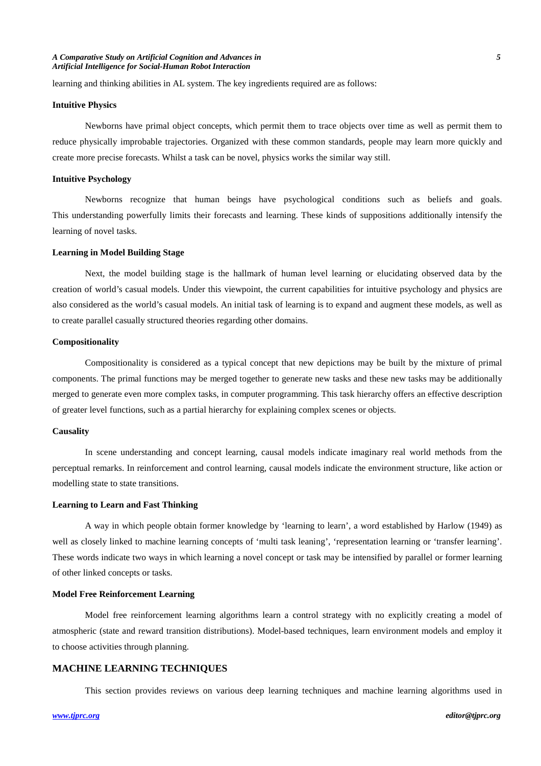learning and thinking abilities in AL system. The key ingredients required are as follows:

**Intuitive Physics**

Newborns have primal object concepts, which permit them to trace objects over time as well as permit them to reduce physically improbable trajectories. Organized with these common standards, people may learn more quickly and create more precise forecasts. Whilst a task can be novel, physics works the similar way still.

**Intuitive Psychology**

Newborns recognize that human beings have psychological conditions such as beliefs and goals. This understanding powerfully limits their forecasts and learning. These kinds of suppositions additionally intensify the learning of novel tasks.

**Learning in Model Building Stage**

Next, the model building stage is the hallmark of human level learning or elucidating observed data by the creation of world's casual models. Under this viewpoint, the current capabilities for intuitive psychology and physics are also considered as the world's casual models. An initial task of learning is to expand and augment these models, as well as to create parallel casually structured theories regarding other domains.

**Compositionality**

Compositionality is considered as a typical concept that new depictions may be built by the mixture of primal components. The primal functions may be merged together to generate new tasks and these new tasks may be additionally merged to generate even more complex tasks, in computer programming. This task hierarchy offers an effective description of greater level functions, such as a partial hierarchy for explaining complex scenes or objects.

**Causality**

In scene understanding and concept learning, causal models indicate imaginary real world methods from the perceptual remarks. In reinforcement and control learning, causal models indicate the environment structure, like action or modelling state to state transitions.

**Learning to Learn and Fast Thinking**

A way in which people obtain former knowledge by 'learning to learn', a word established by Harlow (1949) as well as closely linked to machine learning concepts of 'multi task leaning', 'representation learning or 'transfer learning'. These words indicate two ways in which learning a novel concept or task may be intensified by parallel or former learning of other linked concepts or tasks.

**Model Free Reinforcement Learning**

Model free reinforcement learning algorithms learn a control strategy with no explicitly creating a model of atmospheric (state and reward transition distributions). Model-based techniques, learn environment models and employ it to choose activities through planning.

## MACHINE LEARNING TECHNIQUES

This section provides reviews on various deep learning techniques and machine learning algorithms used in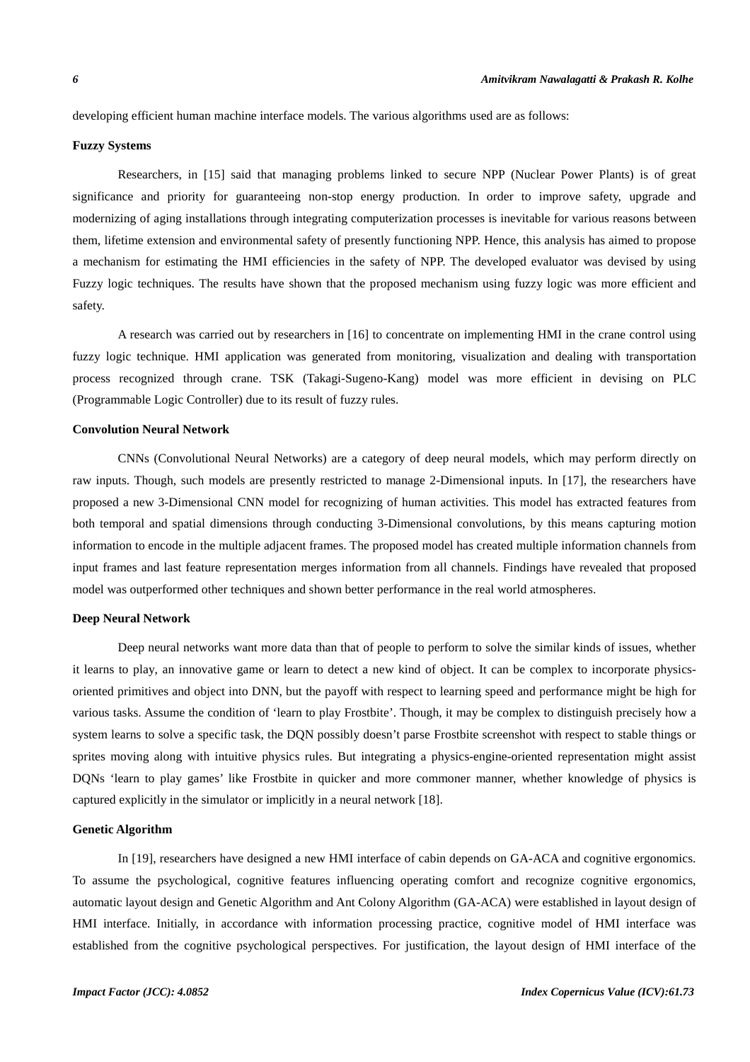developing efficient human machine interface models. The various algorithms used are as follows:

**Fuzzy Systems**

Researchers, in [15] said that managing problems linked to secure NPP (Nuclear Power Plants) is of great significance and priority for guaranteeing non-stop energy production. In order to improve safety, upgrade and modernizing of aging installations through integrating computerization processes is inevitable for various reasons between them, lifetime extension and environmental safety of presently functioning NPP. Hence, this analysis has aimed to propose a mechanism for estimating the HMI efficiencies in the safety of NPP. The developed evaluator was devised by using Fuzzy logic techniques. The results have shown that the proposed mechanism using fuzzy logic was more efficient and safety.

A research was carried out by researchers in [16] to concentrate on implementing HMI in the crane control using fuzzy logic technique. HMI application was generated from monitoring, visualization and dealing with transportation process recognized through crane. TSK (Takagi-Sugeno-Kang) model was more efficient in devising on PLC (Programmable Logic Controller) due to its result of fuzzy rules.

**Convolution Neural Network**

CNNs (Convolutional Neural Networks) are a category of deep neural models, which may perform directly on raw inputs. Though, such models are presently restricted to manage 2-Dimensional inputs. In [17], the researchers have proposed a new 3-Dimensional CNN model for recognizing of human activities. This model has extracted features from both temporal and spatial dimensions through conducting 3-Dimensional convolutions, by this means capturing motion information to encode in the multiple adjacent frames. The proposed model has created multiple information channels from input frames and last feature representation merges information from all channels. Findings have revealed that proposed model was outperformed other techniques and shown better performance in the real world atmospheres.

**Deep Neural Network**

Deep neural networks want more data than that of people to perform to solve the similar kinds of issues, whether it learns to play, an innovative game or learn to detect a new kind of object. It can be complex to incorporate physics-oriented primitives and object into DNN, but the payoff with respect to learning speed and performance might be high for various tasks. Assume the condition of 'learn to play Frostbite'. Though, it may be complex to distinguish precisely how a system learns to solve a specific task, the DQN possibly doesn't parse Frostbite screenshot with respect to stable things or sprites moving along with intuitive physics rules. But integrating a physics-engine-oriented representation might assist DQNs 'learn to play games' like Frostbite in quicker and more commoner manner, whether knowledge of physics is captured explicitly in the simulator or implicitly in a neural network [18].

**Genetic Algorithm**

In [19], researchers have designed a new HMI interface of cabin depends on GA-ACA and cognitive ergonomics. To assume the psychological, cognitive features influencing operating comfort and recognize cognitive ergonomics, automatic layout design and Genetic Algorithm and Ant Colony Algorithm (GA-ACA) were established in layout design of HMI interface. Initially, in accordance with information processing practice, cognitive model of HMI interface was established from the cognitive psychological perspectives. For justification, the layout design of HMI interface of the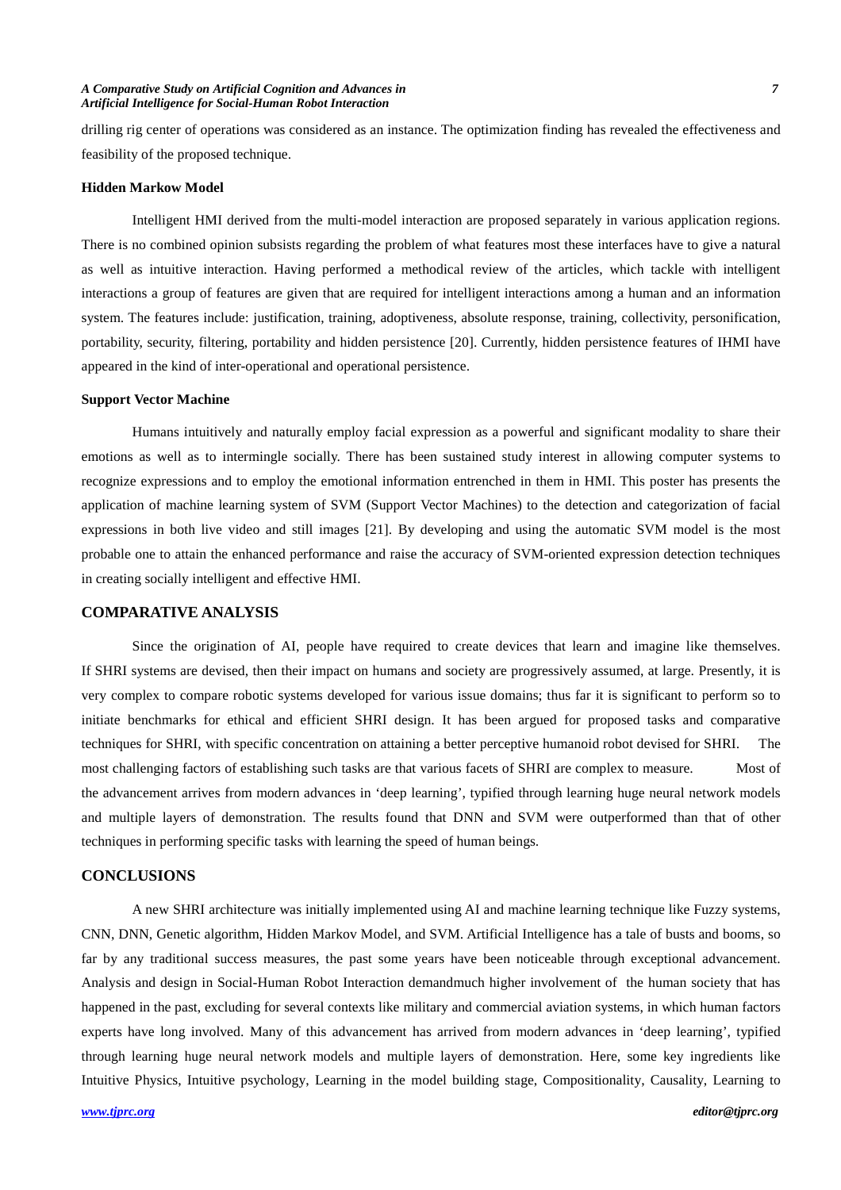drilling rig center of operations was considered as an instance. The optimization finding has revealed the effectiveness and feasibility of the proposed technique.

**Hidden Markow Model**

Intelligent HMI derived from the multi-model interaction are proposed separately in various application regions. There is no combined opinion subsists regarding the problem of what features most these interfaces have to give a natural as well as intuitive interaction. Having performed a methodical review of the articles, which tackle with intelligent interactions a group of features are given that are required for intelligent interactions among a human and an information system. The features include: justification, training, adoptiveness, absolute response, training, collectivity, personification, portability, security, filtering, portability and hidden persistence [20]. Currently, hidden persistence features of IHMI have appeared in the kind of inter-operational and operational persistence.

**Support Vector Machine**

Humans intuitively and naturally employ facial expression as a powerful and significant modality to share their emotions as well as to intermingle socially. There has been sustained study interest in allowing computer systems to recognize expressions and to employ the emotional information entrenched in them in HMI. This poster has presents the application of machine learning system of SVM (Support Vector Machines) to the detection and categorization of facial expressions in both live video and still images [21]. By developing and using the automatic SVM model is the most probable one to attain the enhanced performance and raise the accuracy of SVM-oriented expression detection techniques in creating socially intelligent and effective HMI.

## COMPARATIVE ANALYSIS

Since the origination of AI, people have required to create devices that learn and imagine like themselves. If SHRI systems are devised, then their impact on humans and society are progressively assumed, at large. Presently, it is very complex to compare robotic systems developed for various issue domains; thus far it is significant to perform so to initiate benchmarks for ethical and efficient SHRI design. It has been argued for proposed tasks and comparative techniques for SHRI, with specific concentration on attaining a better perceptive humanoid robot devised for SHRI. The most challenging factors of establishing such tasks are that various facets of SHRI are complex to measure. Most of the advancement arrives from modern advances in 'deep learning', typified through learning huge neural network models and multiple layers of demonstration. The results found that DNN and SVM were outperformed than that of other techniques in performing specific tasks with learning the speed of human beings.

## CONCLUSIONS

A new SHRI architecture was initially implemented using AI and machine learning technique like Fuzzy systems, CNN, DNN, Genetic algorithm, Hidden Markov Model, and SVM. Artificial Intelligence has a tale of busts and booms, so far by any traditional success measures, the past some years have been noticeable through exceptional advancement. Analysis and design in Social-Human Robot Interaction demandmuch higher involvement of the human society that has happened in the past, excluding for several contexts like military and commercial aviation systems, in which human factors experts have long involved. Many of this advancement has arrived from modern advances in 'deep learning', typified through learning huge neural network models and multiple layers of demonstration. Here, some key ingredients like Intuitive Physics, Intuitive psychology, Learning in the model building stage, Compositionality, Causality, Learning to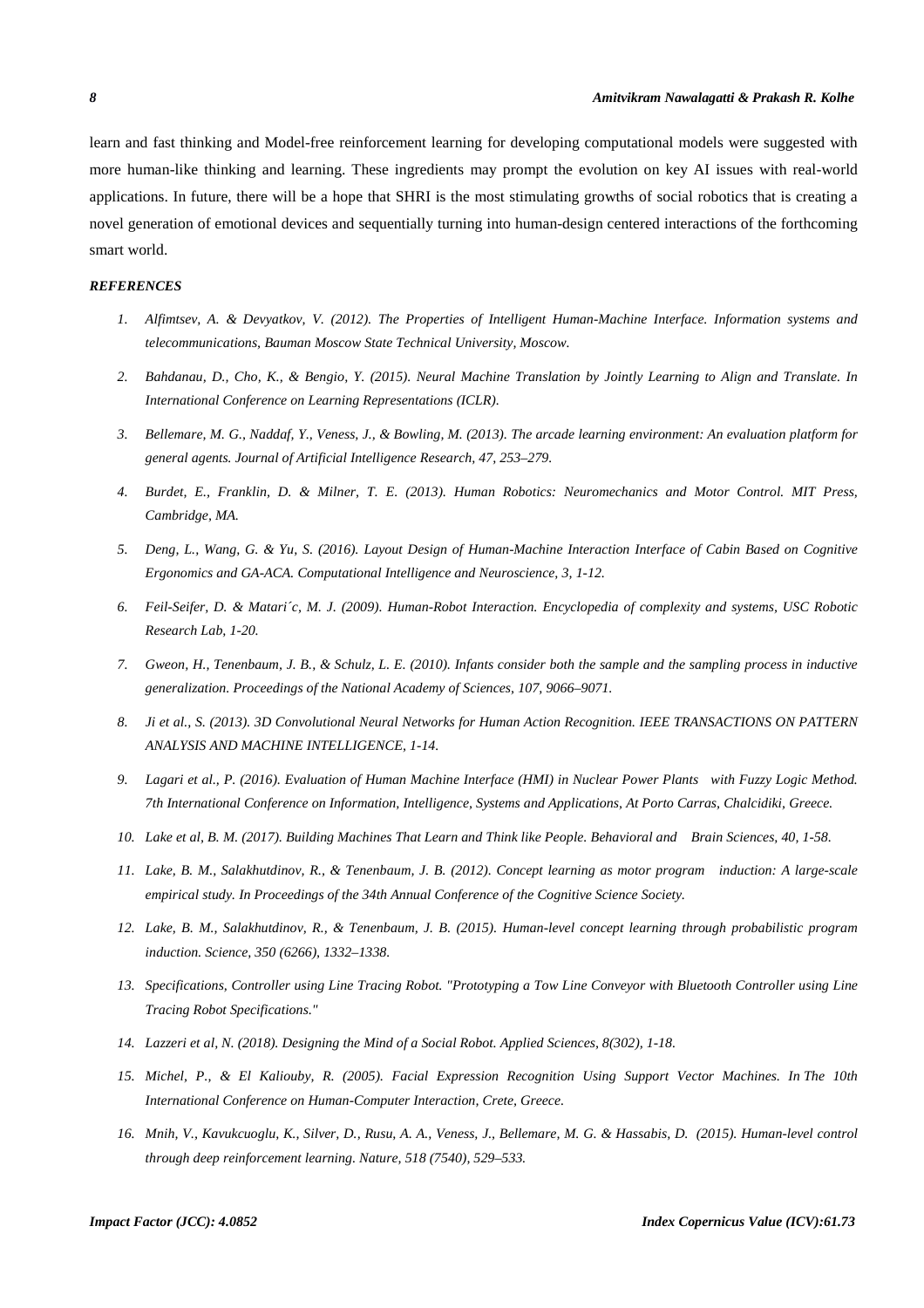learn and fast thinking and Model-free reinforcement learning for developing computational models were suggested with more human-like thinking and learning. These ingredients may prompt the evolution on key AI issues with real-world applications. In future, there will be a hope that SHRI is the most stimulating growths of social robotics that is creating a novel generation of emotional devices and sequentially turning into human-design centered interactions of the forthcoming smart world.

***REFERENCES***

1. *Alfimtsev, A. & Devyatkov, V. (2012). The Properties of Intelligent Human-Machine Interface. Information systems and telecommunications, Bauman Moscow State Technical University, Moscow.*
2. *Bahdanau, D., Cho, K., & Bengio, Y. (2015). Neural Machine Translation by Jointly Learning to Align and Translate. In International Conference on Learning Representations (ICLR).*
3. *Bellemare, M. G., Naddaf, Y., Veness, J., & Bowling, M. (2013). The arcade learning environment: An evaluation platform for general agents. Journal of Artificial Intelligence Research, 47, 253–279.*
4. *Burdet, E., Franklin, D. & Milner, T. E. (2013). Human Robotics: Neuromechanics and Motor Control. MIT Press, Cambridge, MA.*
5. *Deng, L., Wang, G. & Yu, S. (2016). Layout Design of Human-Machine Interaction Interface of Cabin Based on Cognitive Ergonomics and GA-ACA. Computational Intelligence and Neuroscience, 3, 1-12.*
6. *Feil-Seifer, D. & Matari´c, M. J. (2009). Human-Robot Interaction. Encyclopedia of complexity and systems, USC Robotic Research Lab, 1-20.*
7. *Gweon, H., Tenenbaum, J. B., & Schulz, L. E. (2010). Infants consider both the sample and the sampling process in inductive generalization. Proceedings of the National Academy of Sciences, 107, 9066–9071.*
8. *Ji et al., S. (2013). 3D Convolutional Neural Networks for Human Action Recognition. IEEE TRANSACTIONS ON PATTERN ANALYSIS AND MACHINE INTELLIGENCE, 1-14.*
9. *Lagari et al., P. (2016). Evaluation of Human Machine Interface (HMI) in Nuclear Power Plants with Fuzzy Logic Method. 7th International Conference on Information, Intelligence, Systems and Applications, At Porto Carras, Chalcidiki, Greece.*
10. *Lake et al, B. M. (2017). Building Machines That Learn and Think like People. Behavioral and Brain Sciences, 40, 1-58.*
11. *Lake, B. M., Salakhutdinov, R., & Tenenbaum, J. B. (2012). Concept learning as motor program induction: A large-scale empirical study. In Proceedings of the 34th Annual Conference of the Cognitive Science Society.*
12. *Lake, B. M., Salakhutdinov, R., & Tenenbaum, J. B. (2015). Human-level concept learning through probabilistic program induction. Science, 350 (6266), 1332–1338.*
13. *Specifications, Controller using Line Tracing Robot. "Prototyping a Tow Line Conveyor with Bluetooth Controller using Line Tracing Robot Specifications."*
14. *Lazzeri et al, N. (2018). Designing the Mind of a Social Robot. Applied Sciences, 8(302), 1-18.*
15. *Michel, P., & El Kaliouby, R. (2005). Facial Expression Recognition Using Support Vector Machines. In The 10th International Conference on Human-Computer Interaction, Crete, Greece.*
16. *Mnih, V., Kavukcuoglu, K., Silver, D., Rusu, A. A., Veness, J., Bellemare, M. G. & Hassabis, D. (2015). Human-level control through deep reinforcement learning. Nature, 518 (7540), 529–533.*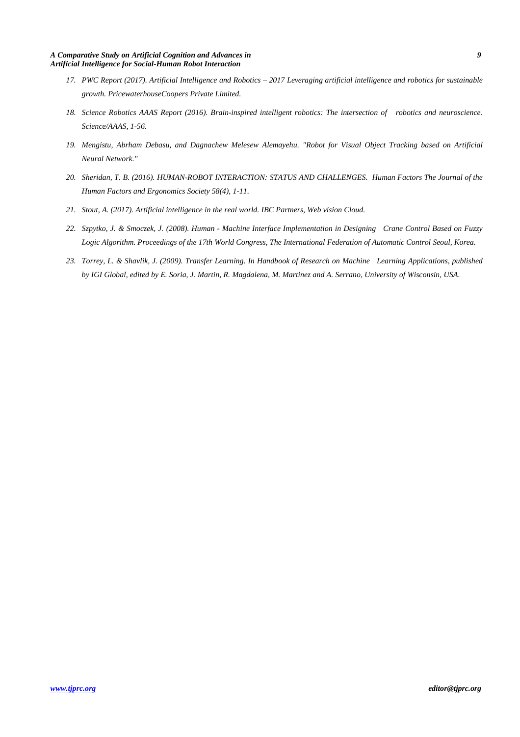17. *PWC Report (2017). Artificial Intelligence and Robotics – 2017 Leveraging artificial intelligence and robotics for sustainable growth. PricewaterhouseCoopers Private Limited.*

18. *Science Robotics AAAS Report (2016). Brain-inspired intelligent robotics: The intersection of robotics and neuroscience. Science/AAAS, 1-56.*

19. *Mengistu, Abrham Debasu, and Dagnachew Melesew Alemayehu. "Robot for Visual Object Tracking based on Artificial Neural Network."*

20. *Sheridan, T. B. (2016). HUMAN-ROBOT INTERACTION: STATUS AND CHALLENGES. Human Factors The Journal of the Human Factors and Ergonomics Society 58(4), 1-11.*

21. *Stout, A. (2017). Artificial intelligence in the real world. IBC Partners, Web vision Cloud.*

22. *Szpytko, J. & Smoczek, J. (2008). Human - Machine Interface Implementation in Designing Crane Control Based on Fuzzy Logic Algorithm. Proceedings of the 17th World Congress, The International Federation of Automatic Control Seoul, Korea.*

23. *Torrey, L. & Shavlik, J. (2009). Transfer Learning. In Handbook of Research on Machine Learning Applications, published by IGI Global, edited by E. Soria, J. Martin, R. Magdalena, M. Martinez and A. Serrano, University of Wisconsin, USA.*